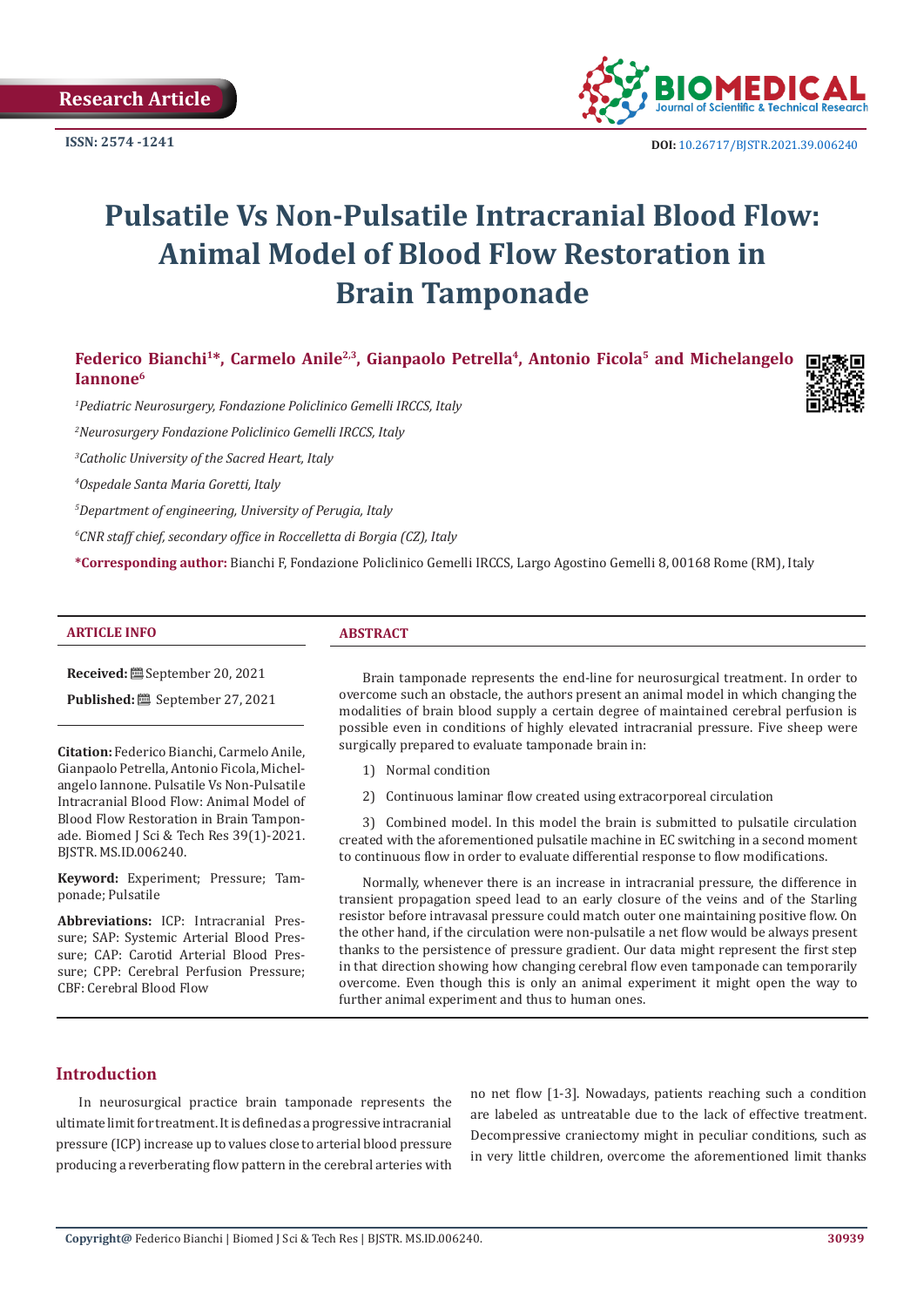Research Article

ISSN: 2574 -1241

DOI: 10.26717/BJSTR.2021.39.006240

# Pulsatile Vs Non-Pulsatile Intracranial Blood Flow: Animal Model of Blood Flow Restoration in Brain Tamponade

**Federico Bianchi[1]\*, Carmelo Anile[2,3], Gianpaolo Petrella[4], Antonio Ficola[5] and Michelangelo Iannone[6]**

*[1]Pediatric Neurosurgery, Fondazione Policlinico Gemelli IRCCS, Italy*

*[2]Neurosurgery Fondazione Policlinico Gemelli IRCCS, Italy*

*[3]Catholic University of the Sacred Heart, Italy*

*[4]Ospedale Santa Maria Goretti, Italy*

*[5]Department of engineering, University of Perugia, Italy*

*[6]CNR staff chief, secondary office in Roccelletta di Borgia (CZ), Italy*

**\*Corresponding author:** Bianchi F, Fondazione Policlinico Gemelli IRCCS, Largo Agostino Gemelli 8, 00168 Rome (RM), Italy

## ARTICLE INFO

**Received:** September 20, 2021

**Published:** September 27, 2021

**Citation:** Federico Bianchi, Carmelo Anile, Gianpaolo Petrella, Antonio Ficola, Michelangelo Iannone. Pulsatile Vs Non-Pulsatile Intracranial Blood Flow: Animal Model of Blood Flow Restoration in Brain Tamponade. Biomed J Sci & Tech Res 39(1)-2021. BJSTR. MS.ID.006240.

**Keyword:** Experiment; Pressure; Tamponade; Pulsatile

**Abbreviations:** ICP: Intracranial Pressure; SAP: Systemic Arterial Blood Pressure; CAP: Carotid Arterial Blood Pressure; CPP: Cerebral Perfusion Pressure; CBF: Cerebral Blood Flow

## ABSTRACT

Brain tamponade represents the end-line for neurosurgical treatment. In order to overcome such an obstacle, the authors present an animal model in which changing the modalities of brain blood supply a certain degree of maintained cerebral perfusion is possible even in conditions of highly elevated intracranial pressure. Five sheep were surgically prepared to evaluate tamponade brain in:

1) Normal condition

2) Continuous laminar flow created using extracorporeal circulation

3) Combined model. In this model the brain is submitted to pulsatile circulation created with the aforementioned pulsatile machine in EC switching in a second moment to continuous flow in order to evaluate differential response to flow modifications.

Normally, whenever there is an increase in intracranial pressure, the difference in transient propagation speed lead to an early closure of the veins and of the Starling resistor before intravasal pressure could match outer one maintaining positive flow. On the other hand, if the circulation were non-pulsatile a net flow would be always present thanks to the persistence of pressure gradient. Our data might represent the first step in that direction showing how changing cerebral flow even tamponade can temporarily overcome. Even though this is only an animal experiment it might open the way to further animal experiment and thus to human ones.

## Introduction

In neurosurgical practice brain tamponade represents the ultimate limit for treatment. It is defined as a progressive intracranial pressure (ICP) increase up to values close to arterial blood pressure producing a reverberating flow pattern in the cerebral arteries with no net flow [1-3]. Nowadays, patients reaching such a condition are labeled as untreatable due to the lack of effective treatment. Decompressive craniectomy might in peculiar conditions, such as in very little children, overcome the aforementioned limit thanks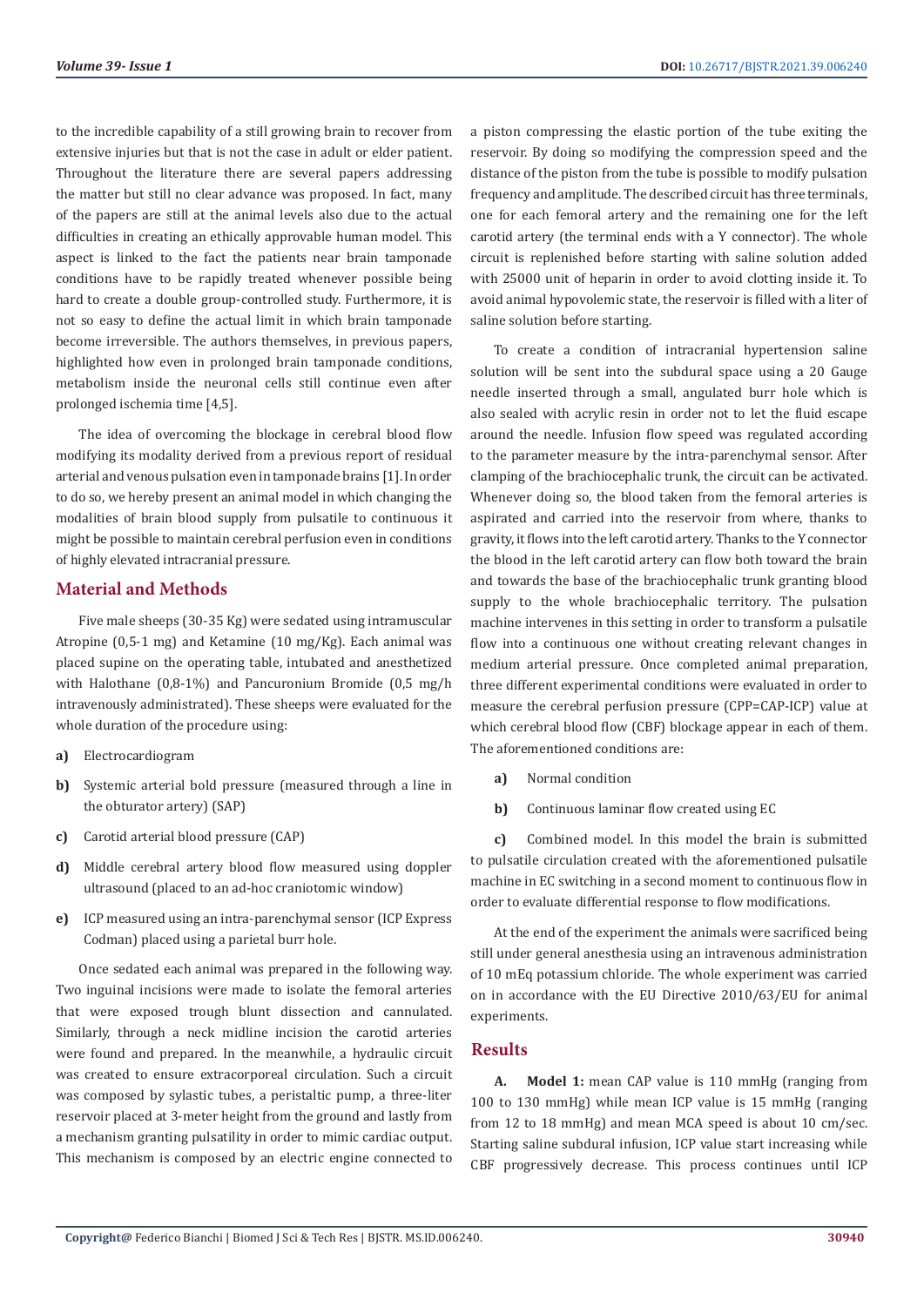to the incredible capability of a still growing brain to recover from extensive injuries but that is not the case in adult or elder patient. Throughout the literature there are several papers addressing the matter but still no clear advance was proposed. In fact, many of the papers are still at the animal levels also due to the actual difficulties in creating an ethically approvable human model. This aspect is linked to the fact the patients near brain tamponade conditions have to be rapidly treated whenever possible being hard to create a double group-controlled study. Furthermore, it is not so easy to define the actual limit in which brain tamponade become irreversible. The authors themselves, in previous papers, highlighted how even in prolonged brain tamponade conditions, metabolism inside the neuronal cells still continue even after prolonged ischemia time [4,5].

The idea of overcoming the blockage in cerebral blood flow modifying its modality derived from a previous report of residual arterial and venous pulsation even in tamponade brains [1]. In order to do so, we hereby present an animal model in which changing the modalities of brain blood supply from pulsatile to continuous it might be possible to maintain cerebral perfusion even in conditions of highly elevated intracranial pressure.

## Material and Methods

Five male sheeps (30-35 Kg) were sedated using intramuscular Atropine (0,5-1 mg) and Ketamine (10 mg/Kg). Each animal was placed supine on the operating table, intubated and anesthetized with Halothane (0,8-1%) and Pancuronium Bromide (0,5 mg/h intravenously administrated). These sheeps were evaluated for the whole duration of the procedure using:

a) Electrocardiogram

b) Systemic arterial bold pressure (measured through a line in the obturator artery) (SAP)

c) Carotid arterial blood pressure (CAP)

d) Middle cerebral artery blood flow measured using doppler ultrasound (placed to an ad-hoc craniotomic window)

e) ICP measured using an intra-parenchymal sensor (ICP Express Codman) placed using a parietal burr hole.

Once sedated each animal was prepared in the following way. Two inguinal incisions were made to isolate the femoral arteries that were exposed trough blunt dissection and cannulated. Similarly, through a neck midline incision the carotid arteries were found and prepared. In the meanwhile, a hydraulic circuit was created to ensure extracorporeal circulation. Such a circuit was composed by sylastic tubes, a peristaltic pump, a three-liter reservoir placed at 3-meter height from the ground and lastly from a mechanism granting pulsatility in order to mimic cardiac output. This mechanism is composed by an electric engine connected to a piston compressing the elastic portion of the tube exiting the reservoir. By doing so modifying the compression speed and the distance of the piston from the tube is possible to modify pulsation frequency and amplitude. The described circuit has three terminals, one for each femoral artery and the remaining one for the left carotid artery (the terminal ends with a Y connector). The whole circuit is replenished before starting with saline solution added with 25000 unit of heparin in order to avoid clotting inside it. To avoid animal hypovolemic state, the reservoir is filled with a liter of saline solution before starting.

To create a condition of intracranial hypertension saline solution will be sent into the subdural space using a 20 Gauge needle inserted through a small, angulated burr hole which is also sealed with acrylic resin in order not to let the fluid escape around the needle. Infusion flow speed was regulated according to the parameter measure by the intra-parenchymal sensor. After clamping of the brachiocephalic trunk, the circuit can be activated. Whenever doing so, the blood taken from the femoral arteries is aspirated and carried into the reservoir from where, thanks to gravity, it flows into the left carotid artery. Thanks to the Y connector the blood in the left carotid artery can flow both toward the brain and towards the base of the brachiocephalic trunk granting blood supply to the whole brachiocephalic territory. The pulsation machine intervenes in this setting in order to transform a pulsatile flow into a continuous one without creating relevant changes in medium arterial pressure. Once completed animal preparation, three different experimental conditions were evaluated in order to measure the cerebral perfusion pressure (CPP=CAP-ICP) value at which cerebral blood flow (CBF) blockage appear in each of them. The aforementioned conditions are:

a) Normal condition

b) Continuous laminar flow created using EC

c) Combined model. In this model the brain is submitted to pulsatile circulation created with the aforementioned pulsatile machine in EC switching in a second moment to continuous flow in order to evaluate differential response to flow modifications.

At the end of the experiment the animals were sacrificed being still under general anesthesia using an intravenous administration of 10 mEq potassium chloride. The whole experiment was carried on in accordance with the EU Directive 2010/63/EU for animal experiments.

## Results

**A. Model 1:** mean CAP value is 110 mmHg (ranging from 100 to 130 mmHg) while mean ICP value is 15 mmHg (ranging from 12 to 18 mmHg) and mean MCA speed is about 10 cm/sec. Starting saline subdural infusion, ICP value start increasing while CBF progressively decrease. This process continues until ICP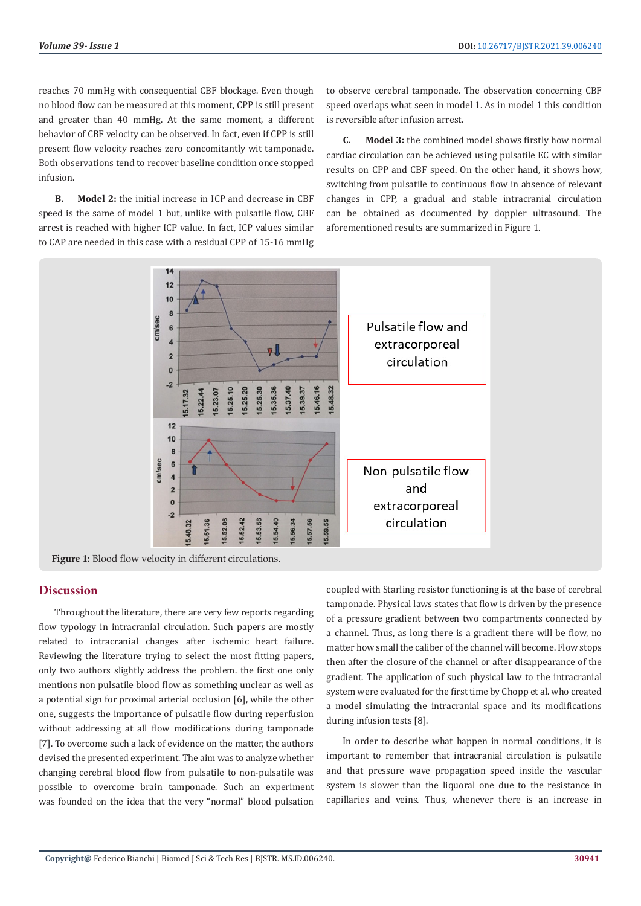reaches 70 mmHg with consequential CBF blockage. Even though no blood flow can be measured at this moment, CPP is still present and greater than 40 mmHg. At the same moment, a different behavior of CBF velocity can be observed. In fact, even if CPP is still present flow velocity reaches zero concomitantly wit tamponade. Both observations tend to recover baseline condition once stopped infusion.

**B. Model 2:** the initial increase in ICP and decrease in CBF speed is the same of model 1 but, unlike with pulsatile flow, CBF arrest is reached with higher ICP value. In fact, ICP values similar to CAP are needed in this case with a residual CPP of 15-16 mmHg to observe cerebral tamponade. The observation concerning CBF speed overlaps what seen in model 1. As in model 1 this condition is reversible after infusion arrest.

**C. Model 3:** the combined model shows firstly how normal cardiac circulation can be achieved using pulsatile EC with similar results on CPP and CBF speed. On the other hand, it shows how, switching from pulsatile to continuous flow in absence of relevant changes in CPP, a gradual and stable intracranial circulation can be obtained as documented by doppler ultrasound. The aforementioned results are summarized in Figure 1.

**Figure 1:** Blood flow velocity in different circulations.

## Discussion

Throughout the literature, there are very few reports regarding flow typology in intracranial circulation. Such papers are mostly related to intracranial changes after ischemic heart failure. Reviewing the literature trying to select the most fitting papers, only two authors slightly address the problem. the first one only mentions non pulsatile blood flow as something unclear as well as a potential sign for proximal arterial occlusion [6], while the other one, suggests the importance of pulsatile flow during reperfusion without addressing at all flow modifications during tamponade [7]. To overcome such a lack of evidence on the matter, the authors devised the presented experiment. The aim was to analyze whether changing cerebral blood flow from pulsatile to non-pulsatile was possible to overcome brain tamponade. Such an experiment was founded on the idea that the very "normal" blood pulsation coupled with Starling resistor functioning is at the base of cerebral tamponade. Physical laws states that flow is driven by the presence of a pressure gradient between two compartments connected by a channel. Thus, as long there is a gradient there will be flow, no matter how small the caliber of the channel will become. Flow stops then after the closure of the channel or after disappearance of the gradient. The application of such physical law to the intracranial system were evaluated for the first time by Chopp et al. who created a model simulating the intracranial space and its modifications during infusion tests [8].

In order to describe what happen in normal conditions, it is important to remember that intracranial circulation is pulsatile and that pressure wave propagation speed inside the vascular system is slower than the liquoral one due to the resistance in capillaries and veins. Thus, whenever there is an increase in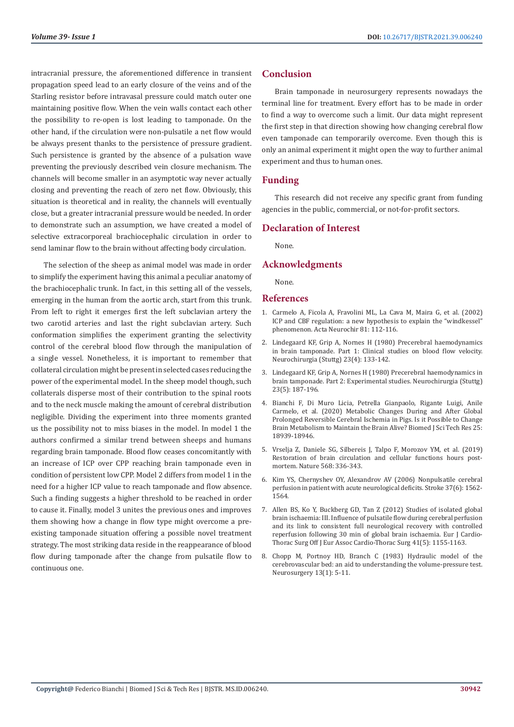intracranial pressure, the aforementioned difference in transient propagation speed lead to an early closure of the veins and of the Starling resistor before intravasal pressure could match outer one maintaining positive flow. When the vein walls contact each other the possibility to re-open is lost leading to tamponade. On the other hand, if the circulation were non-pulsatile a net flow would be always present thanks to the persistence of pressure gradient. Such persistence is granted by the absence of a pulsation wave preventing the previously described vein closure mechanism. The channels will become smaller in an asymptotic way never actually closing and preventing the reach of zero net flow. Obviously, this situation is theoretical and in reality, the channels will eventually close, but a greater intracranial pressure would be needed. In order to demonstrate such an assumption, we have created a model of selective extracorporeal brachiocephalic circulation in order to send laminar flow to the brain without affecting body circulation.

The selection of the sheep as animal model was made in order to simplify the experiment having this animal a peculiar anatomy of the brachiocephalic trunk. In fact, in this setting all of the vessels, emerging in the human from the aortic arch, start from this trunk. From left to right it emerges first the left subclavian artery the two carotid arteries and last the right subclavian artery. Such conformation simplifies the experiment granting the selectivity control of the cerebral blood flow through the manipulation of a single vessel. Nonetheless, it is important to remember that collateral circulation might be present in selected cases reducing the power of the experimental model. In the sheep model though, such collaterals disperse most of their contribution to the spinal roots and to the neck muscle making the amount of cerebral distribution negligible. Dividing the experiment into three moments granted us the possibility not to miss biases in the model. In model 1 the authors confirmed a similar trend between sheeps and humans regarding brain tamponade. Blood flow ceases concomitantly with an increase of ICP over CPP reaching brain tamponade even in condition of persistent low CPP. Model 2 differs from model 1 in the need for a higher ICP value to reach tamponade and flow absence. Such a finding suggests a higher threshold to be reached in order to cause it. Finally, model 3 unites the previous ones and improves them showing how a change in flow type might overcome a pre-existing tamponade situation offering a possible novel treatment strategy. The most striking data reside in the reappearance of blood flow during tamponade after the change from pulsatile flow to continuous one.

## Conclusion

Brain tamponade in neurosurgery represents nowadays the terminal line for treatment. Every effort has to be made in order to find a way to overcome such a limit. Our data might represent the first step in that direction showing how changing cerebral flow even tamponade can temporarily overcome. Even though this is only an animal experiment it might open the way to further animal experiment and thus to human ones.

## Funding

This research did not receive any specific grant from funding agencies in the public, commercial, or not-for-profit sectors.

## Declaration of Interest

None.

## Acknowledgments

None.

## References

1. Carmelo A, Ficola A, Fravolini ML, La Cava M, Maira G, et al. (2002) ICP and CBF regulation: a new hypothesis to explain the "windkessel" phenomenon. Acta Neurochir 81: 112-116.
2. Lindegaard KF, Grip A, Nornes H (1980) Precerebral haemodynamics in brain tamponade. Part 1: Clinical studies on blood flow velocity. Neurochirurgia (Stuttg) 23(4): 133-142.
3. Lindegaard KF, Grip A, Nornes H (1980) Precerebral haemodynamics in brain tamponade. Part 2: Experimental studies. Neurochirurgia (Stuttg) 23(5): 187-196.
4. Bianchi F, Di Muro Licia, Petrella Gianpaolo, Rigante Luigi, Anile Carmelo, et al. (2020) Metabolic Changes During and After Global Prolonged Reversible Cerebral Ischemia in Pigs. Is it Possible to Change Brain Metabolism to Maintain the Brain Alive? Biomed J Sci Tech Res 25: 18939-18946.
5. Vrselja Z, Daniele SG, Silbereis J, Talpo F, Morozov YM, et al. (2019) Restoration of brain circulation and cellular functions hours post-mortem. Nature 568: 336-343.
6. Kim YS, Chernyshev OY, Alexandrov AV (2006) Nonpulsatile cerebral perfusion in patient with acute neurological deficits. Stroke 37(6): 1562-1564.
7. Allen BS, Ko Y, Buckberg GD, Tan Z (2012) Studies of isolated global brain ischaemia: III. Influence of pulsatile flow during cerebral perfusion and its link to consistent full neurological recovery with controlled reperfusion following 30 min of global brain ischaemia. Eur J Cardio-Thorac Surg Off J Eur Assoc Cardio-Thorac Surg 41(5): 1155-1163.
8. Chopp M, Portnoy HD, Branch C (1983) Hydraulic model of the cerebrovascular bed: an aid to understanding the volume-pressure test. Neurosurgery 13(1): 5-11.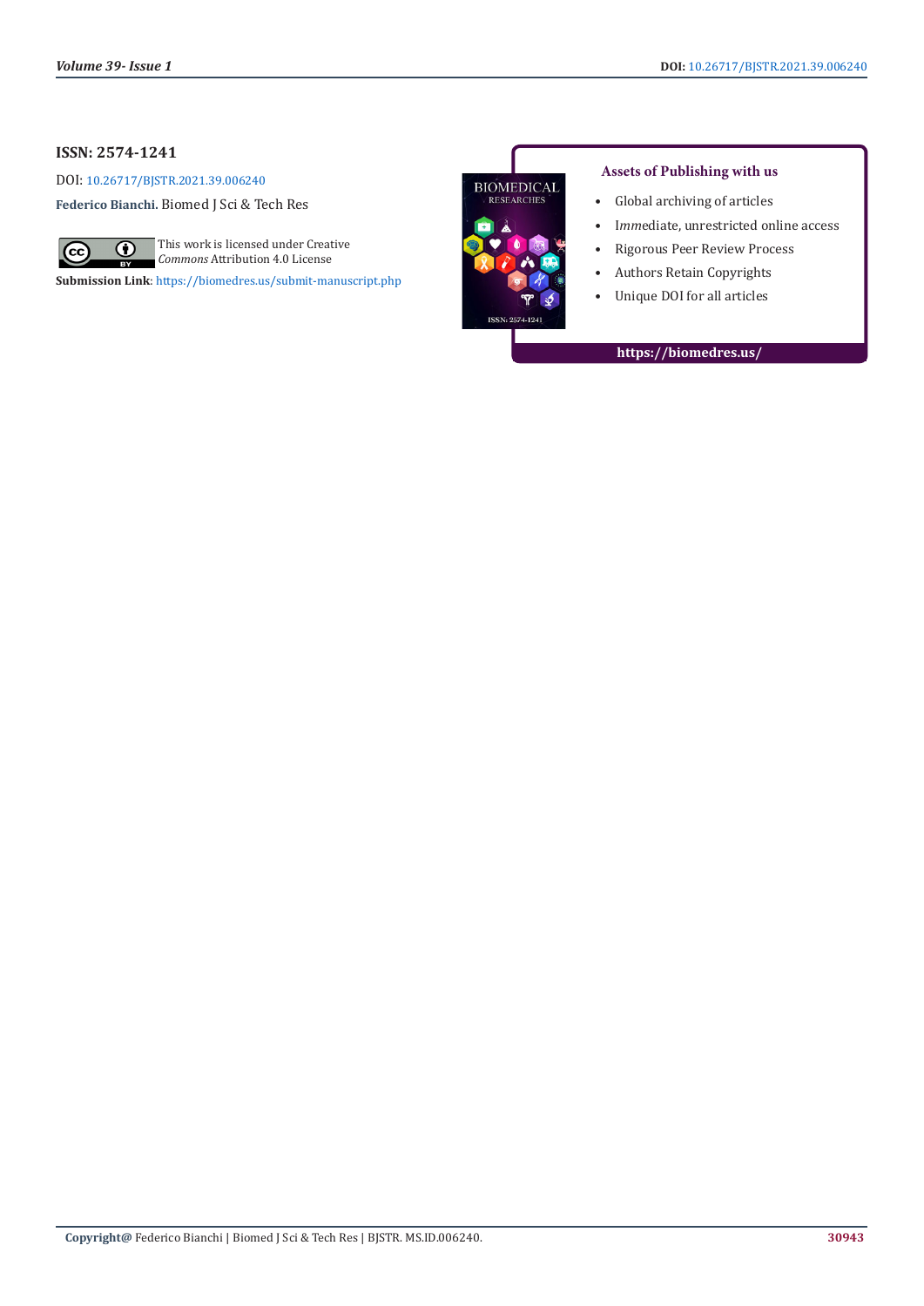**ISSN: 2574-1241**

DOI: 10.26717/BJSTR.2021.39.006240

**Federico Bianchi.** Biomed J Sci & Tech Res

This work is licensed under Creative *Commons* Attribution 4.0 License

**Submission Link**: https://biomedres.us/submit-manuscript.php

### Assets of Publishing with us

- Global archiving of articles
- Immediate, unrestricted online access
- Rigorous Peer Review Process
- Authors Retain Copyrights
- Unique DOI for all articles

**https://biomedres.us/**